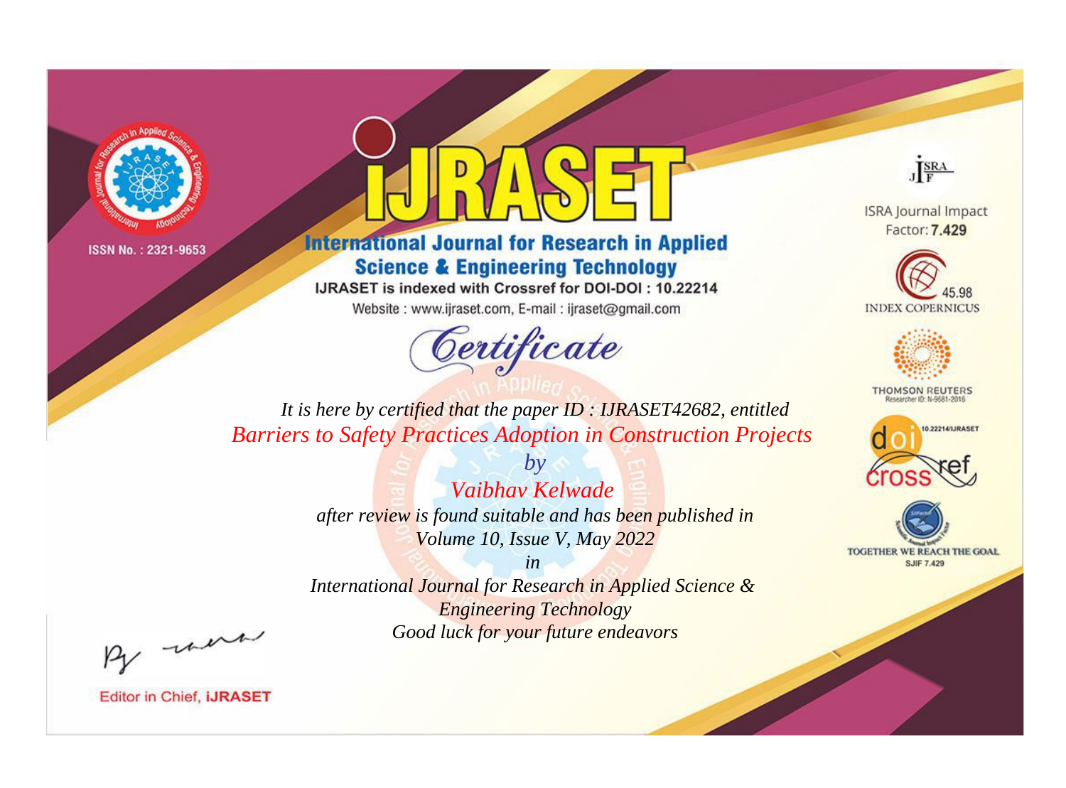ISSN No. : 2321-9653

# iJRASET

## International Journal for Research in Applied Science & Engineering Technology

IJRASET is indexed with Crossref for DOI-DOI : 10.22214

Website : www.ijraset.com, E-mail : ijraset@gmail.com

*Certificate*

*It is here by certified that the paper ID : IJRASET42682, entitled*

*Barriers to Safety Practices Adoption in Construction Projects*

*by*

*Vaibhav Kelwade*

*after review is found suitable and has been published in*

*Volume 10, Issue V, May 2022*

*in*

*International Journal for Research in Applied Science & Engineering Technology*

*Good luck for your future endeavors*

ISRA Journal Impact Factor: **7.429**

45.98 INDEX COPERNICUS

THOMSON REUTERS Researcher ID: N-9681-2016

10.22214/IJRASET

TOGETHER WE REACH THE GOAL SJIF 7.429

Editor in Chief, **iJRASET**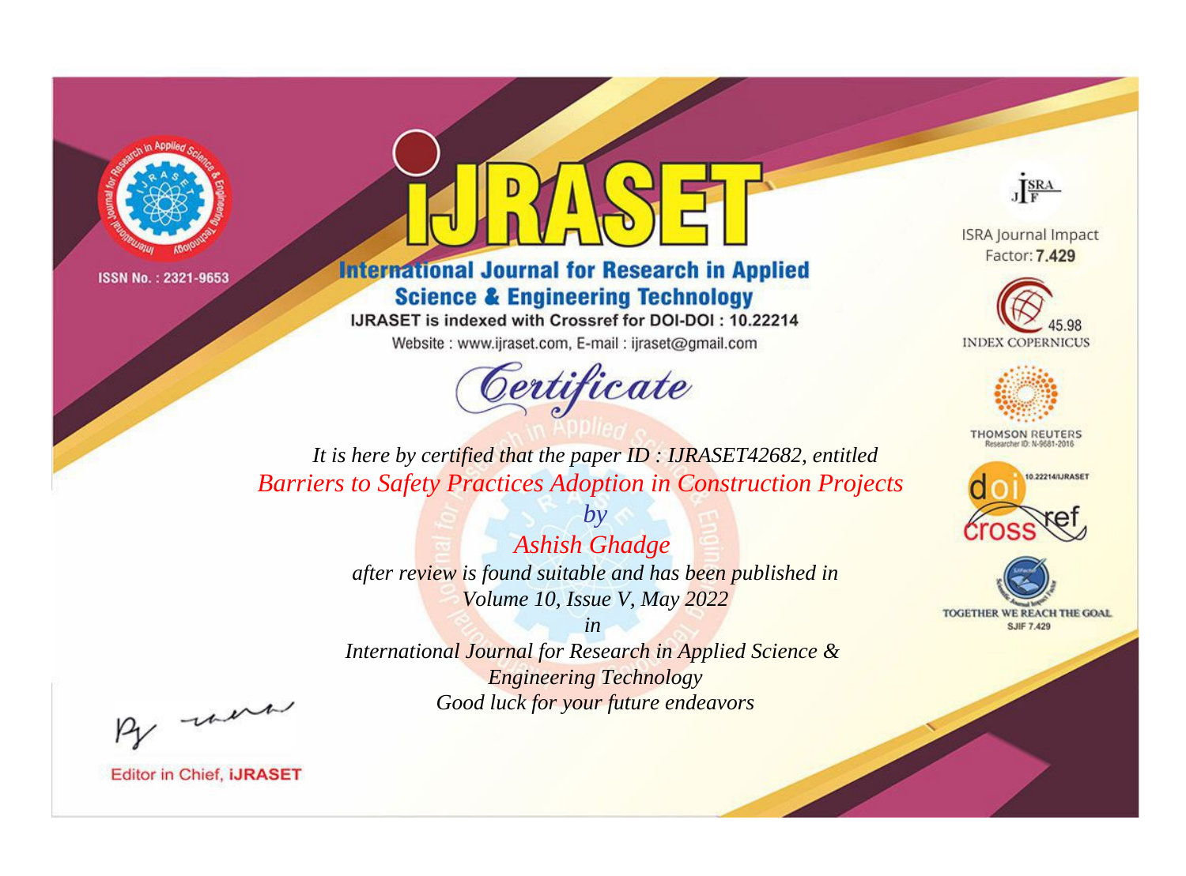ISSN No. : 2321-9653

# iJRASET

## International Journal for Research in Applied Science & Engineering Technology

IJRASET is indexed with Crossref for DOI-DOI : 10.22214

Website : www.ijraset.com, E-mail : ijraset@gmail.com

ISRA Journal Impact Factor: **7.429**

45.98 INDEX COPERNICUS

THOMSON REUTERS Researcher ID: N-9681-2016

10.22214/IJRASET

TOGETHER WE REACH THE GOAL SJIF 7.429

*Certificate*

*It is here by certified that the paper ID : IJRASET42682, entitled*

*Barriers to Safety Practices Adoption in Construction Projects*

*by*

*Ashish Ghadge*

*after review is found suitable and has been published in*

*Volume 10, Issue V, May 2022*

*in*

*International Journal for Research in Applied Science & Engineering Technology*

*Good luck for your future endeavors*

Editor in Chief, **iJRASET**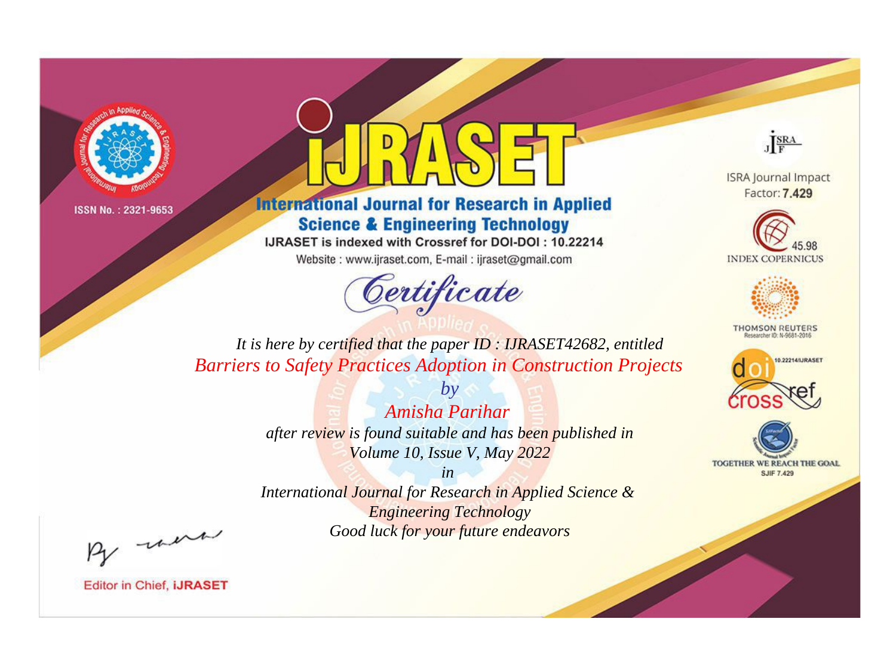ISSN No. : 2321-9653

# iJRASET

## International Journal for Research in Applied Science & Engineering Technology

IJRASET is indexed with Crossref for DOI-DOI : 10.22214

Website : www.ijraset.com, E-mail : ijraset@gmail.com

# Certificate

*It is here by certified that the paper ID : IJRASET42682, entitled*

*Barriers to Safety Practices Adoption in Construction Projects*

*by*

*Amisha Parihar*

*after review is found suitable and has been published in*

*Volume 10, Issue V, May 2022*

*in*

*International Journal for Research in Applied Science & Engineering Technology*

*Good luck for your future endeavors*

ISRA Journal Impact Factor: **7.429**

45.98 INDEX COPERNICUS

THOMSON REUTERS Researcher ID: N-9681-2016

10.22214/IJRASET

doi crossref

TOGETHER WE REACH THE GOAL SJIF 7.429

Editor in Chief, **iJRASET**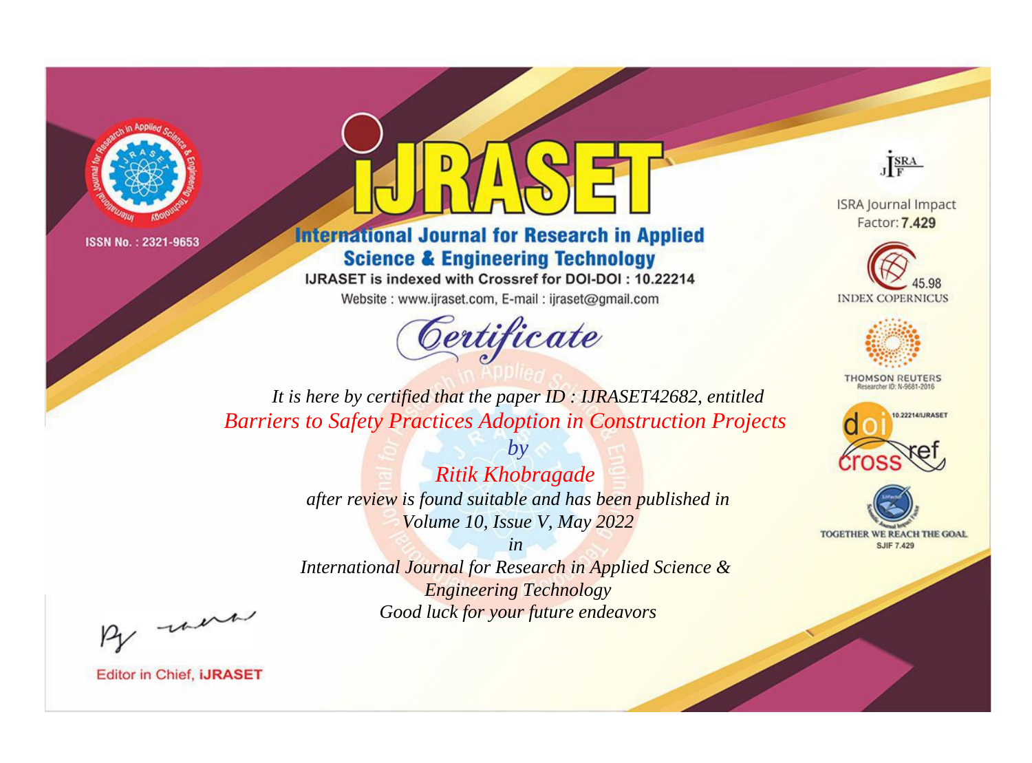ISSN No. : 2321-9653

# iJRASET

## International Journal for Research in Applied Science & Engineering Technology

IJRASET is indexed with Crossref for DOI-DOI : 10.22214

Website : www.ijraset.com, E-mail : ijraset@gmail.com

ISRA Journal Impact Factor: **7.429**

45.98 INDEX COPERNICUS

THOMSON REUTERS Researcher ID: N-9681-2016

10.22214/IJRASET

TOGETHER WE REACH THE GOAL SJIF 7.429

*Certificate*

*It is here by certified that the paper ID : IJRASET42682, entitled*

*Barriers to Safety Practices Adoption in Construction Projects*

*by*

*Ritik Khobragade*

*after review is found suitable and has been published in*

*Volume 10, Issue V, May 2022*

*in*

*International Journal for Research in Applied Science & Engineering Technology*

*Good luck for your future endeavors*

Editor in Chief, **iJRASET**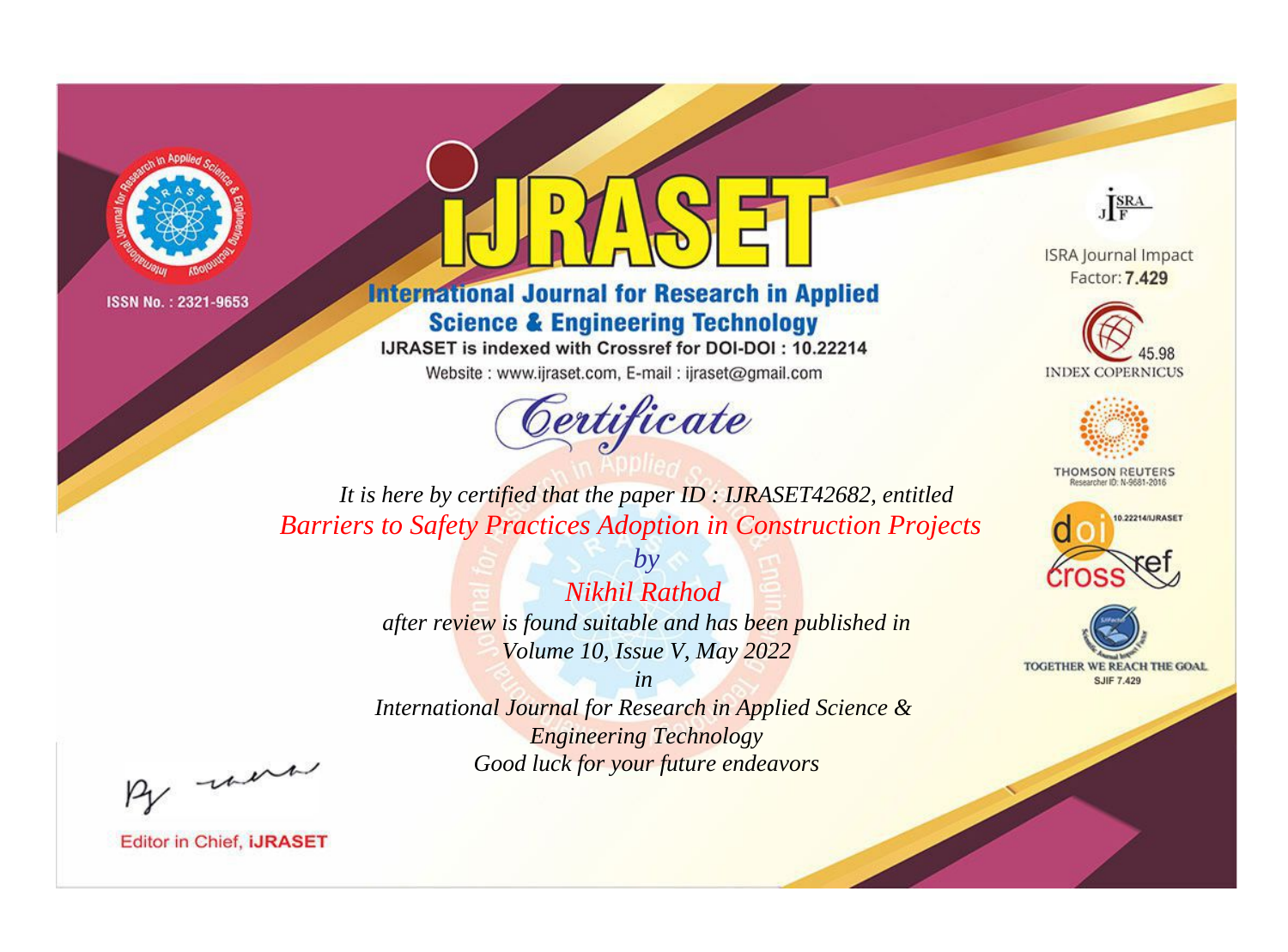ISSN No. : 2321-9653

# iJRASET

## International Journal for Research in Applied Science & Engineering Technology

IJRASET is indexed with Crossref for DOI-DOI : 10.22214

Website : www.ijraset.com, E-mail : ijraset@gmail.com

*Certificate*

*It is here by certified that the paper ID : IJRASET42682, entitled*

*Barriers to Safety Practices Adoption in Construction Projects*

*by*

*Nikhil Rathod*

*after review is found suitable and has been published in*

*Volume 10, Issue V, May 2022*

*in*

*International Journal for Research in Applied Science & Engineering Technology*

*Good luck for your future endeavors*

ISRA Journal Impact Factor: **7.429**

45.98 INDEX COPERNICUS

THOMSON REUTERS Researcher ID: N-9681-2016

10.22214/IJRASET

TOGETHER WE REACH THE GOAL SJIF 7.429

Editor in Chief, **iJRASET**